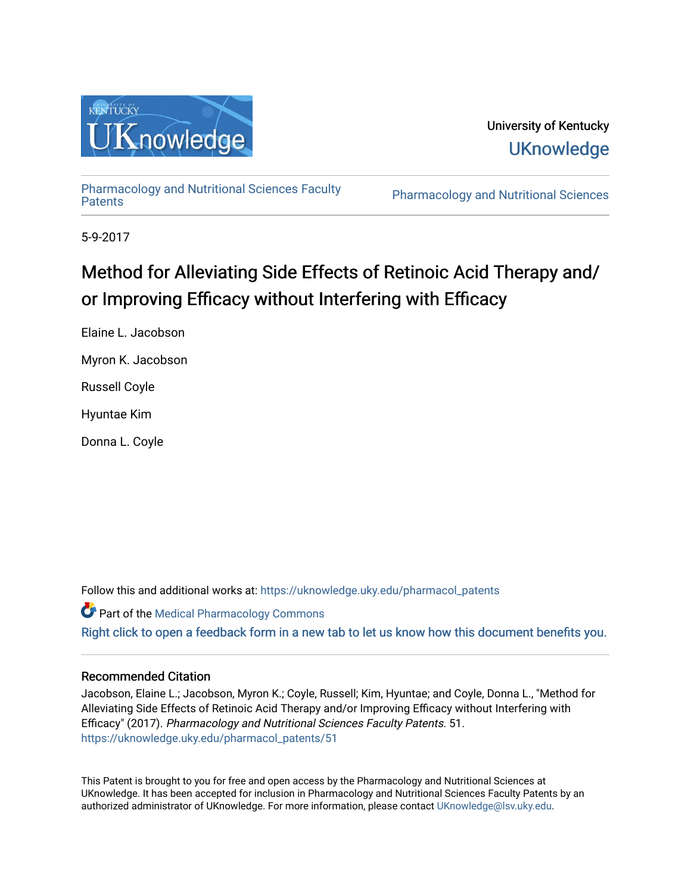University of Kentucky

UKnowledge

Pharmacology and Nutritional Sciences Faculty Patents

Pharmacology and Nutritional Sciences

5-9-2017

# Method for Alleviating Side Effects of Retinoic Acid Therapy and/or Improving Efficacy without Interfering with Efficacy

Elaine L. Jacobson

Myron K. Jacobson

Russell Coyle

Hyuntae Kim

Donna L. Coyle

Follow this and additional works at: https://uknowledge.uky.edu/pharmacol_patents

Part of the Medical Pharmacology Commons

Right click to open a feedback form in a new tab to let us know how this document benefits you.

## Recommended Citation

Jacobson, Elaine L.; Jacobson, Myron K.; Coyle, Russell; Kim, Hyuntae; and Coyle, Donna L., "Method for Alleviating Side Effects of Retinoic Acid Therapy and/or Improving Efficacy without Interfering with Efficacy" (2017). *Pharmacology and Nutritional Sciences Faculty Patents*. 51.
https://uknowledge.uky.edu/pharmacol_patents/51

This Patent is brought to you for free and open access by the Pharmacology and Nutritional Sciences at UKnowledge. It has been accepted for inclusion in Pharmacology and Nutritional Sciences Faculty Patents by an authorized administrator of UKnowledge. For more information, please contact UKnowledge@lsv.uky.edu.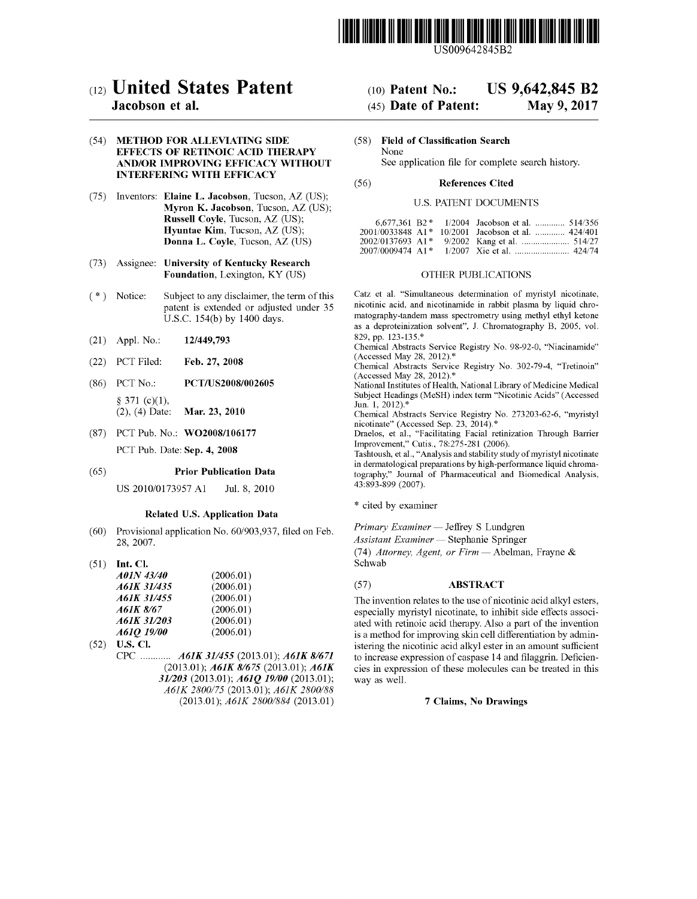US009642845B2

# (12) United States Patent

**Jacobson et al.**

(10) **Patent No.: US 9,642,845 B2**

(45) **Date of Patent: May 9, 2017**

(54) **METHOD FOR ALLEVIATING SIDE EFFECTS OF RETINOIC ACID THERAPY AND/OR IMPROVING EFFICACY WITHOUT INTERFERING WITH EFFICACY**

(75) Inventors: **Elaine L. Jacobson**, Tucson, AZ (US); **Myron K. Jacobson**, Tucson, AZ (US); **Russell Coyle**, Tucson, AZ (US); **Hyuntae Kim**, Tucson, AZ (US); **Donna L. Coyle**, Tucson, AZ (US)

(73) Assignee: **University of Kentucky Research Foundation**, Lexington, KY (US)

( * ) Notice: Subject to any disclaimer, the term of this patent is extended or adjusted under 35 U.S.C. 154(b) by 1400 days.

(21) Appl. No.: **12/449,793**

(22) PCT Filed: **Feb. 27, 2008**

(86) PCT No.: **PCT/US2008/002605**

§ 371 (c)(1),
(2), (4) Date: **Mar. 23, 2010**

(87) PCT Pub. No.: **WO2008/106177**

PCT Pub. Date: **Sep. 4, 2008**

(65) **Prior Publication Data**

US 2010/0173957 A1 Jul. 8, 2010

**Related U.S. Application Data**

(60) Provisional application No. 60/903,937, filed on Feb. 28, 2007.

(51) **Int. Cl.**

| | |
|---|---|
| *A01N 43/40* | (2006.01) |
| *A61K 31/435* | (2006.01) |
| *A61K 31/455* | (2006.01) |
| *A61K 8/67* | (2006.01) |
| *A61K 31/203* | (2006.01) |
| *A61Q 19/00* | (2006.01) |

(52) **U.S. Cl.**

CPC ............ ***A61K 31/455*** (2013.01); ***A61K 8/671*** (2013.01); ***A61K 8/675*** (2013.01); ***A61K 31/203*** (2013.01); ***A61Q 19/00*** (2013.01); *A61K 2800/75* (2013.01); *A61K 2800/88* (2013.01); *A61K 2800/884* (2013.01)

(58) **Field of Classification Search**

None

See application file for complete search history.

(56) **References Cited**

U.S. PATENT DOCUMENTS

| | | | |
|---|---|---|---|
| 6,677,361 B2 * | 1/2004 | Jacobson et al. | 514/356 |
| 2001/0033848 A1 * | 10/2001 | Jacobson et al. | 424/401 |
| 2002/0137693 A1 * | 9/2002 | Kang et al. | 514/27 |
| 2007/0009474 A1 * | 1/2007 | Xie et al. | 424/74 |

OTHER PUBLICATIONS

Catz et al. "Simultaneous determination of myristyl nicotinate, nicotinic acid, and nicotinamide in rabbit plasma by liquid chromatography-tandem mass spectrometry using methyl ethyl ketone as a deproteinization solvent", J. Chromatography B, 2005, vol. 829, pp. 123-135.*

Chemical Abstracts Service Registry No. 98-92-0, "Niacinamide" (Accessed May 28, 2012).*

Chemical Abstracts Service Registry No. 302-79-4, "Tretinoin" (Accessed May 28, 2012).*

National Institutes of Health, National Library of Medicine Medical Subject Headings (MeSH) index term "Nicotinic Acids" (Accessed Jun. 1, 2012).*

Chemical Abstracts Service Registry No. 273203-62-6, "myristyl nicotinate" (Accessed Sep. 23, 2014).*

Draelos, et al., "Facilitating Facial retinization Through Barrier Improvement," Cutis., 78:275-281 (2006).

Tashtoush, et al., "Analysis and stability study of myristyl nicotinate in dermatological preparations by high-performance liquid chromatography," Journal of Pharmaceutical and Biomedical Analysis, 43:893-899 (2007).

\* cited by examiner

*Primary Examiner* — Jeffrey S Lundgren

*Assistant Examiner* — Stephanie Springer

(74) *Attorney, Agent, or Firm* — Abelman, Frayne & Schwab

(57) **ABSTRACT**

The invention relates to the use of nicotinic acid alkyl esters, especially myristyl nicotinate, to inhibit side effects associated with retinoic acid therapy. Also a part of the invention is a method for improving skin cell differentiation by administering the nicotinic acid alkyl ester in an amount sufficient to increase expression of caspase 14 and filaggrin. Deficiencies in expression of these molecules can be treated in this way as well.

**7 Claims, No Drawings**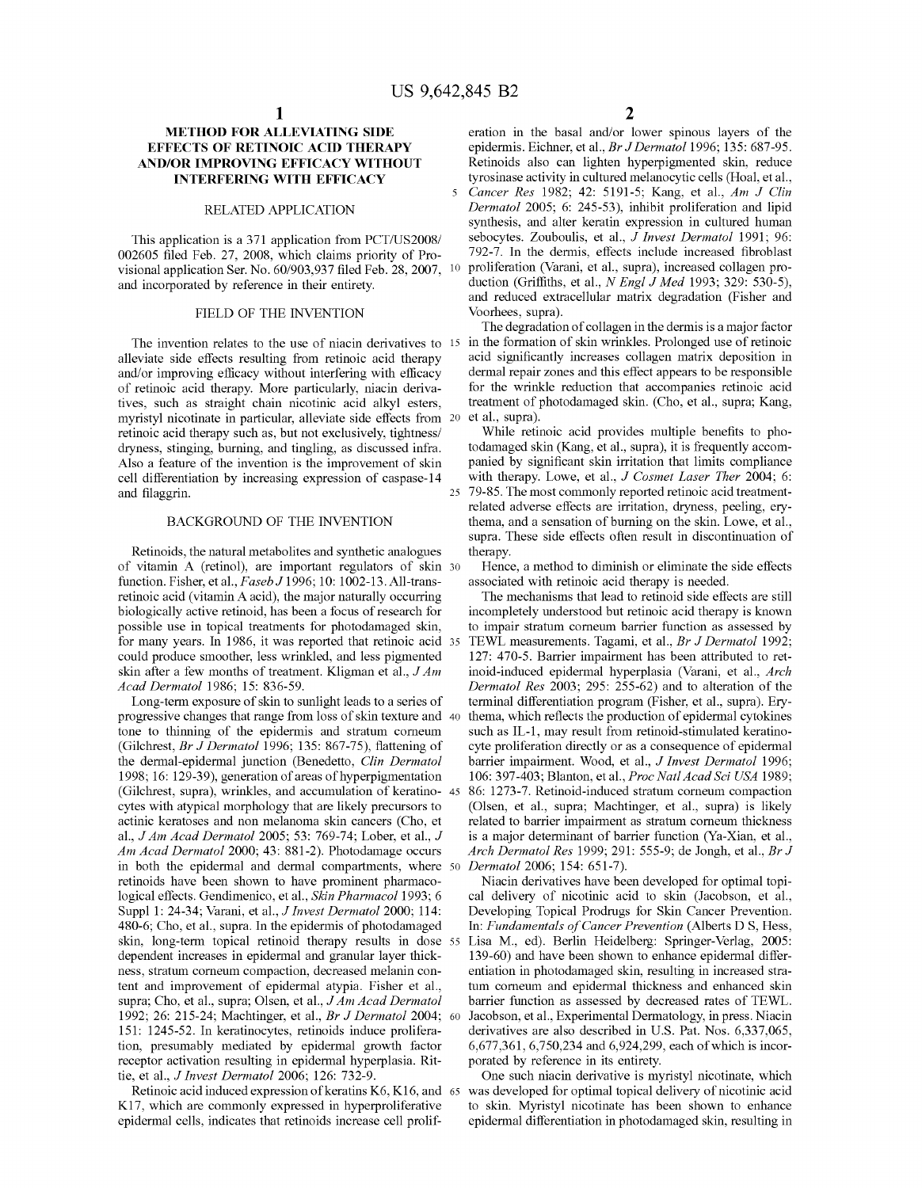# METHOD FOR ALLEVIATING SIDE EFFECTS OF RETINOIC ACID THERAPY AND/OR IMPROVING EFFICACY WITHOUT INTERFERING WITH EFFICACY

## RELATED APPLICATION

This application is a 371 application from PCT/US2008/002605 filed Feb. 27, 2008, which claims priority of Provisional application Ser. No. 60/903,937 filed Feb. 28, 2007, and incorporated by reference in their entirety.

## FIELD OF THE INVENTION

The invention relates to the use of niacin derivatives to alleviate side effects resulting from retinoic acid therapy and/or improving efficacy without interfering with efficacy of retinoic acid therapy. More particularly, niacin derivatives, such as straight chain nicotinic acid alkyl esters, myristyl nicotinate in particular, alleviate side effects from retinoic acid therapy such as, but not exclusively, tightness/dryness, stinging, burning, and tingling, as discussed infra. Also a feature of the invention is the improvement of skin cell differentiation by increasing expression of caspase-14 and filaggrin.

## BACKGROUND OF THE INVENTION

Retinoids, the natural metabolites and synthetic analogues of vitamin A (retinol), are important regulators of skin function. Fisher, et al., *Faseb J* 1996; 10: 1002-13. All-trans-retinoic acid (vitamin A acid), the major naturally occurring biologically active retinoid, has been a focus of research for possible use in topical treatments for photodamaged skin, for many years. In 1986, it was reported that retinoic acid could produce smoother, less wrinkled, and less pigmented skin after a few months of treatment. Kligman et al., *J Am Acad Dermatol* 1986; 15: 836-59.

Long-term exposure of skin to sunlight leads to a series of progressive changes that range from loss of skin texture and tone to thinning of the epidermis and stratum corneum (Gilchrest, *Br J Dermatol* 1996; 135: 867-75), flattening of the dermal-epidermal junction (Benedetto, *Clin Dermatol* 1998; 16: 129-39), generation of areas of hyperpigmentation (Gilchrest, supra), wrinkles, and accumulation of keratinocytes with atypical morphology that are likely precursors to actinic keratoses and non melanoma skin cancers (Cho, et al., *J Am Acad Dermatol* 2005; 53: 769-74; Lober, et al., *J Am Acad Dermatol* 2000; 43: 881-2). Photodamage occurs in both the epidermal and dermal compartments, where retinoids have been shown to have prominent pharmacological effects. Gendimenico, et al., *Skin Pharmacol* 1993; 6 Suppl 1: 24-34; Varani, et al., *J Invest Dermatol* 2000; 114: 480-6; Cho, et al., supra. In the epidermis of photodamaged skin, long-term topical retinoid therapy results in dose dependent increases in epidermal and granular layer thickness, stratum corneum compaction, decreased melanin content and improvement of epidermal atypia. Fisher et al., supra; Cho, et al., supra; Olsen, et al., *J Am Acad Dermatol* 1992; 26: 215-24; Machtinger, et al., *Br J Dermatol* 2004; 151: 1245-52. In keratinocytes, retinoids induce proliferation, presumably mediated by epidermal growth factor receptor activation resulting in epidermal hyperplasia. Rittie, et al., *J Invest Dermatol* 2006; 126: 732-9.

Retinoic acid induced expression of keratins K6, K16, and K17, which are commonly expressed in hyperproliferative epidermal cells, indicates that retinoids increase cell proliferation in the basal and/or lower spinous layers of the epidermis. Eichner, et al., *Br J Dermatol* 1996; 135: 687-95. Retinoids also can lighten hyperpigmented skin, reduce tyrosinase activity in cultured melanocytic cells (Hoal, et al., *Cancer Res* 1982; 42: 5191-5; Kang, et al., *Am J Clin Dermatol* 2005; 6: 245-53), inhibit proliferation and lipid synthesis, and alter keratin expression in cultured human sebocytes. Zouboulis, et al., *J Invest Dermatol* 1991; 96: 792-7. In the dermis, effects include increased fibroblast proliferation (Varani, et al., supra), increased collagen production (Griffiths, et al., *N Engl J Med* 1993; 329: 530-5), and reduced extracellular matrix degradation (Fisher and Voorhees, supra).

The degradation of collagen in the dermis is a major factor in the formation of skin wrinkles. Prolonged use of retinoic acid significantly increases collagen matrix deposition in dermal repair zones and this effect appears to be responsible for the wrinkle reduction that accompanies retinoic acid treatment of photodamaged skin. (Cho, et al., supra; Kang, et al., supra).

While retinoic acid provides multiple benefits to photodamaged skin (Kang, et al., supra), it is frequently accompanied by significant skin irritation that limits compliance with therapy. Lowe, et al., *J Cosmet Laser Ther* 2004; 6: 79-85. The most commonly reported retinoic acid treatment-related adverse effects are irritation, dryness, peeling, erythema, and a sensation of burning on the skin. Lowe, et al., supra. These side effects often result in discontinuation of therapy.

Hence, a method to diminish or eliminate the side effects associated with retinoic acid therapy is needed.

The mechanisms that lead to retinoid side effects are still incompletely understood but retinoic acid therapy is known to impair stratum corneum barrier function as assessed by TEWL measurements. Tagami, et al., *Br J Dermatol* 1992; 127: 470-5. Barrier impairment has been attributed to retinoid-induced epidermal hyperplasia (Varani, et al., *Arch Dermatol Res* 2003; 295: 255-62) and to alteration of the terminal differentiation program (Fisher, et al., supra). Erythema, which reflects the production of epidermal cytokines such as IL-1, may result from retinoid-stimulated keratinocyte proliferation directly or as a consequence of epidermal barrier impairment. Wood, et al., *J Invest Dermatol* 1996; 106: 397-403; Blanton, et al., *Proc Natl Acad Sci USA* 1989; 86: 1273-7. Retinoid-induced stratum corneum compaction (Olsen, et al., supra; Machtinger, et al., supra) is likely related to barrier impairment as stratum corneum thickness is a major determinant of barrier function (Ya-Xian, et al., *Arch Dermatol Res* 1999; 291: 555-9; de Jongh, et al., *Br J Dermatol* 2006; 154: 651-7).

Niacin derivatives have been developed for optimal topical delivery of nicotinic acid to skin (Jacobson, et al., Developing Topical Prodrugs for Skin Cancer Prevention. In: *Fundamentals of Cancer Prevention* (Alberts D S, Hess, Lisa M., ed). Berlin Heidelberg: Springer-Verlag, 2005: 139-60) and have been shown to enhance epidermal differentiation in photodamaged skin, resulting in increased stratum corneum and epidermal thickness and enhanced skin barrier function as assessed by decreased rates of TEWL. Jacobson, et al., Experimental Dermatology, in press. Niacin derivatives are also described in U.S. Pat. Nos. 6,337,065, 6,677,361, 6,750,234 and 6,924,299, each of which is incorporated by reference in its entirety.

One such niacin derivative is myristyl nicotinate, which was developed for optimal topical delivery of nicotinic acid to skin. Myristyl nicotinate has been shown to enhance epidermal differentiation in photodamaged skin, resulting in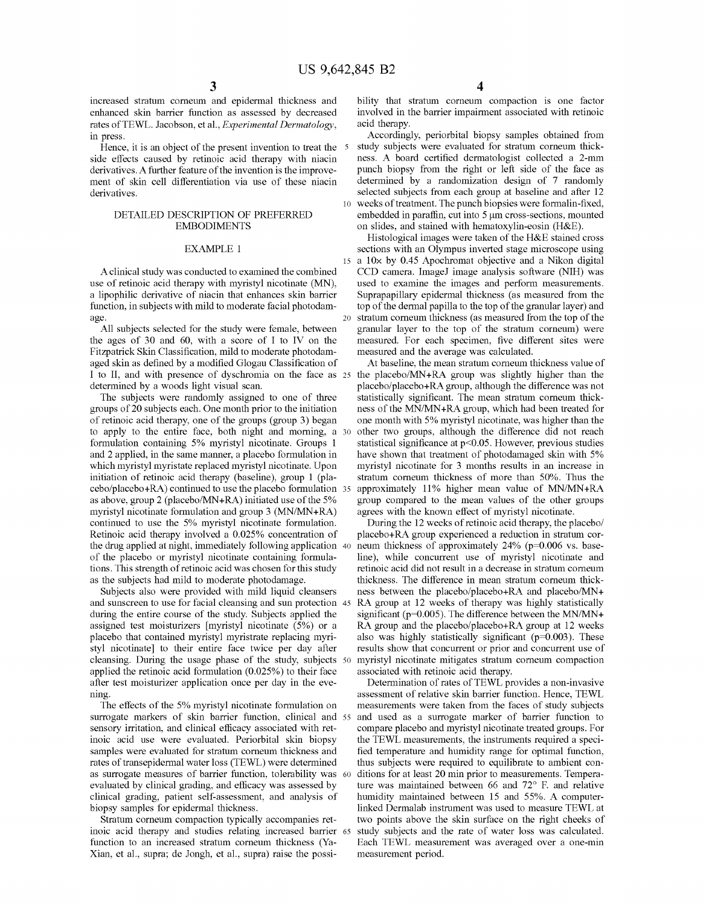increased stratum corneum and epidermal thickness and enhanced skin barrier function as assessed by decreased rates of TEWL. Jacobson, et al., *Experimental Dermatology*, in press.

Hence, it is an object of the present invention to treat the side effects caused by retinoic acid therapy with niacin derivatives. A further feature of the invention is the improvement of skin cell differentiation via use of these niacin derivatives.

## DETAILED DESCRIPTION OF PREFERRED EMBODIMENTS

### EXAMPLE 1

A clinical study was conducted to examined the combined use of retinoic acid therapy with myristyl nicotinate (MN), a lipophilic derivative of niacin that enhances skin barrier function, in subjects with mild to moderate facial photodamage.

All subjects selected for the study were female, between the ages of 30 and 60, with a score of I to IV on the Fitzpatrick Skin Classification, mild to moderate photodamaged skin as defined by a modified Glogau Classification of I to II, and with presence of dyschromia on the face as determined by a woods light visual scan.

The subjects were randomly assigned to one of three groups of 20 subjects each. One month prior to the initiation of retinoic acid therapy, one of the groups (group 3) began to apply to the entire face, both night and morning, a formulation containing 5% myristyl nicotinate. Groups 1 and 2 applied, in the same manner, a placebo formulation in which myristyl myristate replaced myristyl nicotinate. Upon initiation of retinoic acid therapy (baseline), group 1 (placebo/placebo+RA) continued to use the placebo formulation as above, group 2 (placebo/MN+RA) initiated use of the 5% myristyl nicotinate formulation and group 3 (MN/MN+RA) continued to use the 5% myristyl nicotinate formulation. Retinoic acid therapy involved a 0.025% concentration of the drug applied at night, immediately following application of the placebo or myristyl nicotinate containing formulations. This strength of retinoic acid was chosen for this study as the subjects had mild to moderate photodamage.

Subjects also were provided with mild liquid cleansers and sunscreen to use for facial cleansing and sun protection during the entire course of the study. Subjects applied the assigned test moisturizers [myristyl nicotinate (5%) or a placebo that contained myristyl myristrate replacing myristyl nicotinate] to their entire face twice per day after cleansing. During the usage phase of the study, subjects applied the retinoic acid formulation (0.025%) to their face after test moisturizer application once per day in the evening.

The effects of the 5% myristyl nicotinate formulation on surrogate markers of skin barrier function, clinical and sensory irritation, and clinical efficacy associated with retinoic acid use were evaluated. Periorbital skin biopsy samples were evaluated for stratum corneum thickness and rates of transepidermal water loss (TEWL) were determined as surrogate measures of barrier function, tolerability was evaluated by clinical grading, and efficacy was assessed by clinical grading, patient self-assessment, and analysis of biopsy samples for epidermal thickness.

Stratum corneum compaction typically accompanies retinoic acid therapy and studies relating increased barrier function to an increased stratum corneum thickness (Ya-Xian, et al., supra; de Jongh, et al., supra) raise the possibility that stratum corneum compaction is one factor involved in the barrier impairment associated with retinoic acid therapy.

Accordingly, periorbital biopsy samples obtained from study subjects were evaluated for stratum corneum thickness. A board certified dermatologist collected a 2-mm punch biopsy from the right or left side of the face as determined by a randomization design of 7 randomly selected subjects from each group at baseline and after 12 weeks of treatment. The punch biopsies were formalin-fixed, embedded in paraffin, cut into 5 μm cross-sections, mounted on slides, and stained with hematoxylin-eosin (H&E).

Histological images were taken of the H&E stained cross sections with an Olympus inverted stage microscope using a 10× by 0.45 Apochromat objective and a Nikon digital CCD camera. ImageJ image analysis software (NIH) was used to examine the images and perform measurements. Suprapapillary epidermal thickness (as measured from the top of the dermal papilla to the top of the granular layer) and stratum corneum thickness (as measured from the top of the granular layer to the top of the stratum corneum) were measured. For each specimen, five different sites were measured and the average was calculated.

At baseline, the mean stratum corneum thickness value of the placebo/MN+RA group was slightly higher than the placebo/placebo+RA group, although the difference was not statistically significant. The mean stratum corneum thickness of the MN/MN+RA group, which had been treated for one month with 5% myristyl nicotinate, was higher than the other two groups, although the difference did not reach statistical significance at $p<0.05$. However, previous studies have shown that treatment of photodamaged skin with 5% myristyl nicotinate for 3 months results in an increase in stratum corneum thickness of more than 50%. Thus the approximately 11% higher mean value of MN/MN+RA group compared to the mean values of the other groups agrees with the known effect of myristyl nicotinate.

During the 12 weeks of retinoic acid therapy, the placebo/placebo+RA group experienced a reduction in stratum corneum thickness of approximately 24% ($p=0.006$ vs. baseline), while concurrent use of myristyl nicotinate and retinoic acid did not result in a decrease in stratum corneum thickness. The difference in mean stratum corneum thickness between the placebo/placebo+RA and placebo/MN+RA group at 12 weeks of therapy was highly statistically significant ($p=0.005$). The difference between the MN/MN+RA group and the placebo/placebo+RA group at 12 weeks also was highly statistically significant ($p=0.003$). These results show that concurrent or prior and concurrent use of myristyl nicotinate mitigates stratum corneum compaction associated with retinoic acid therapy.

Determination of rates of TEWL provides a non-invasive assessment of relative skin barrier function. Hence, TEWL measurements were taken from the faces of study subjects and used as a surrogate marker of barrier function to compare placebo and myristyl nicotinate treated groups. For the TEWL measurements, the instruments required a specified temperature and humidity range for optimal function, thus subjects were required to equilibrate to ambient conditions for at least 20 min prior to measurements. Temperature was maintained between 66 and 72° F. and relative humidity maintained between 15 and 55%. A computer-linked Dermalab instrument was used to measure TEWL at two points above the skin surface on the right cheeks of study subjects and the rate of water loss was calculated. Each TEWL measurement was averaged over a one-min measurement period.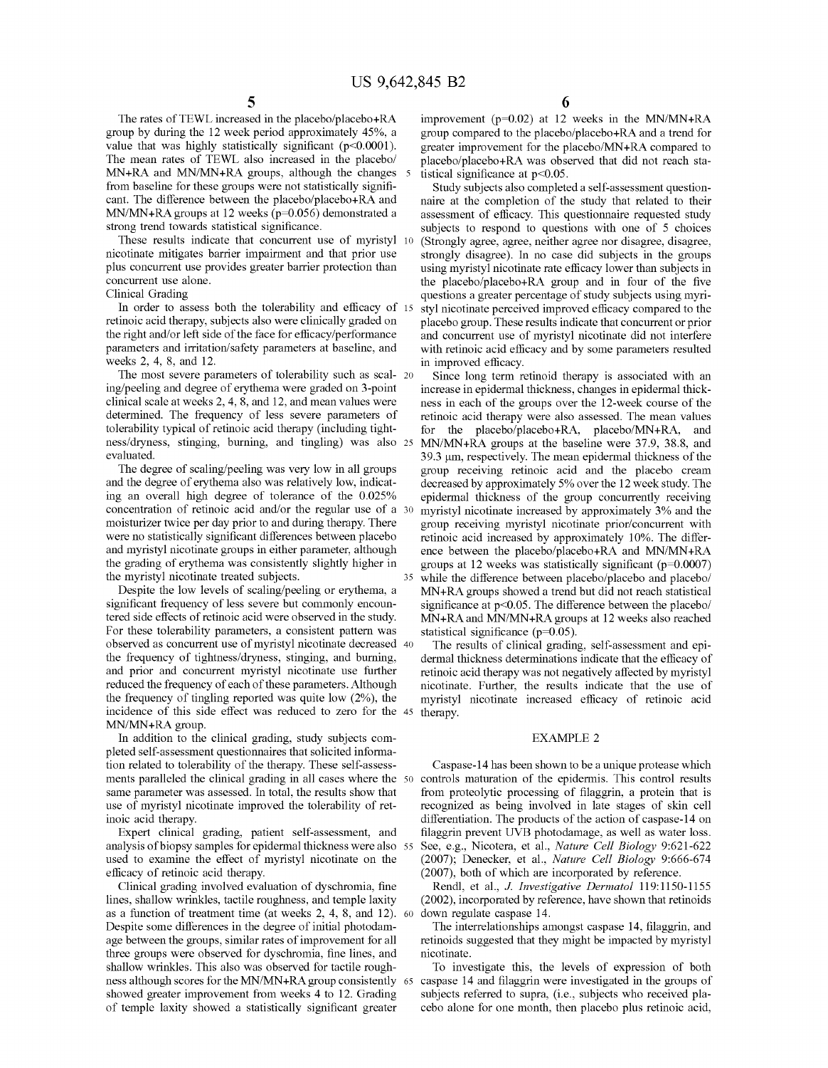The rates of TEWL increased in the placebo/placebo+RA group by during the 12 week period approximately 45%, a value that was highly statistically significant ($p<0.0001$). The mean rates of TEWL also increased in the placebo/MN+RA and MN/MN+RA groups, although the changes from baseline for these groups were not statistically significant. The difference between the placebo/placebo+RA and MN/MN+RA groups at 12 weeks ($p=0.056$) demonstrated a strong trend towards statistical significance.

These results indicate that concurrent use of myristyl nicotinate mitigates barrier impairment and that prior use plus concurrent use provides greater barrier protection than concurrent use alone.

Clinical Grading

In order to assess both the tolerability and efficacy of retinoic acid therapy, subjects also were clinically graded on the right and/or left side of the face for efficacy/performance parameters and irritation/safety parameters at baseline, and weeks 2, 4, 8, and 12.

The most severe parameters of tolerability such as scaling/peeling and degree of erythema were graded on 3-point clinical scale at weeks 2, 4, 8, and 12, and mean values were determined. The frequency of less severe parameters of tolerability typical of retinoic acid therapy (including tightness/dryness, stinging, burning, and tingling) was also evaluated.

The degree of scaling/peeling was very low in all groups and the degree of erythema also was relatively low, indicating an overall high degree of tolerance of the 0.025% concentration of retinoic acid and/or the regular use of a moisturizer twice per day prior to and during therapy. There were no statistically significant differences between placebo and myristyl nicotinate groups in either parameter, although the grading of erythema was consistently slightly higher in the myristyl nicotinate treated subjects.

Despite the low levels of scaling/peeling or erythema, a significant frequency of less severe but commonly encountered side effects of retinoic acid were observed in the study. For these tolerability parameters, a consistent pattern was observed as concurrent use of myristyl nicotinate decreased the frequency of tightness/dryness, stinging, and burning, and prior and concurrent myristyl nicotinate use further reduced the frequency of each of these parameters. Although the frequency of tingling reported was quite low (2%), the incidence of this side effect was reduced to zero for the MN/MN+RA group.

In addition to the clinical grading, study subjects completed self-assessment questionnaires that solicited information related to tolerability of the therapy. These self-assessments paralleled the clinical grading in all cases where the same parameter was assessed. In total, the results show that use of myristyl nicotinate improved the tolerability of retinoic acid therapy.

Expert clinical grading, patient self-assessment, and analysis of biopsy samples for epidermal thickness were also used to examine the effect of myristyl nicotinate on the efficacy of retinoic acid therapy.

Clinical grading involved evaluation of dyschromia, fine lines, shallow wrinkles, tactile roughness, and temple laxity as a function of treatment time (at weeks 2, 4, 8, and 12). Despite some differences in the degree of initial photodamage between the groups, similar rates of improvement for all three groups were observed for dyschromia, fine lines, and shallow wrinkles. This also was observed for tactile roughness although scores for the MN/MN+RA group consistently showed greater improvement from weeks 4 to 12. Grading of temple laxity showed a statistically significant greater improvement ($p=0.02$) at 12 weeks in the MN/MN+RA group compared to the placebo/placebo+RA and a trend for greater improvement for the placebo/MN+RA compared to placebo/placebo+RA was observed that did not reach statistical significance at $p<0.05$.

Study subjects also completed a self-assessment questionnaire at the completion of the study that related to their assessment of efficacy. This questionnaire requested study subjects to respond to questions with one of 5 choices (Strongly agree, agree, neither agree nor disagree, disagree, strongly disagree). In no case did subjects in the groups using myristyl nicotinate rate efficacy lower than subjects in the placebo/placebo+RA group and in four of the five questions a greater percentage of study subjects using myristyl nicotinate perceived improved efficacy compared to the placebo group. These results indicate that concurrent or prior and concurrent use of myristyl nicotinate did not interfere with retinoic acid efficacy and by some parameters resulted in improved efficacy.

Since long term retinoid therapy is associated with an increase in epidermal thickness, changes in epidermal thickness in each of the groups over the 12-week course of the retinoic acid therapy were also assessed. The mean values for the placebo/placebo+RA, placebo/MN+RA, and MN/MN+RA groups at the baseline were 37.9, 38.8, and 39.3 μm, respectively. The mean epidermal thickness of the group receiving retinoic acid and the placebo cream decreased by approximately 5% over the 12 week study. The epidermal thickness of the group concurrently receiving myristyl nicotinate increased by approximately 3% and the group receiving myristyl nicotinate prior/concurrent with retinoic acid increased by approximately 10%. The difference between the placebo/placebo+RA and MN/MN+RA groups at 12 weeks was statistically significant ($p=0.0007$) while the difference between placebo/placebo and placebo/MN+RA groups showed a trend but did not reach statistical significance at $p<0.05$. The difference between the placebo/MN+RA and MN/MN+RA groups at 12 weeks also reached statistical significance ($p=0.05$).

The results of clinical grading, self-assessment and epidermal thickness determinations indicate that the efficacy of retinoic acid therapy was not negatively affected by myristyl nicotinate. Further, the results indicate that the use of myristyl nicotinate increased efficacy of retinoic acid therapy.

## EXAMPLE 2

Caspase-14 has been shown to be a unique protease which controls maturation of the epidermis. This control results from proteolytic processing of filaggrin, a protein that is recognized as being involved in late stages of skin cell differentiation. The products of the action of caspase-14 on filaggrin prevent UVB photodamage, as well as water loss. See, e.g., Nicotera, et al., *Nature Cell Biology* 9:621-622 (2007); Denecker, et al., *Nature Cell Biology* 9:666-674 (2007), both of which are incorporated by reference.

Rendl, et al., *J. Investigative Dermatol* 119:1150-1155 (2002), incorporated by reference, have shown that retinoids down regulate caspase 14.

The interrelationships amongst caspase 14, filaggrin, and retinoids suggested that they might be impacted by myristyl nicotinate.

To investigate this, the levels of expression of both caspase 14 and filaggrin were investigated in the groups of subjects referred to supra, (i.e., subjects who received placebo alone for one month, then placebo plus retinoic acid,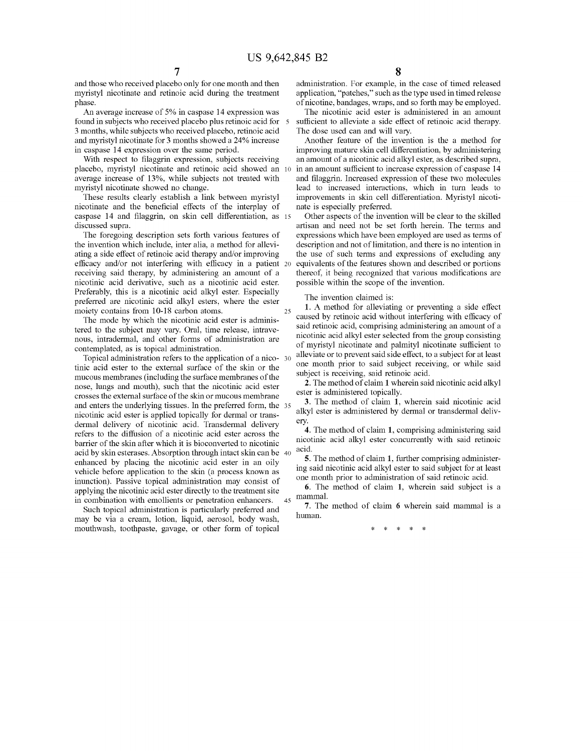and those who received placebo only for one month and then myristyl nicotinate and retinoic acid during the treatment phase.

An average increase of 5% in caspase 14 expression was found in subjects who received placebo plus retinoic acid for 3 months, while subjects who received placebo, retinoic acid and myristyl nicotinate for 3 months showed a 24% increase in caspase 14 expression over the same period.

With respect to filaggrin expression, subjects receiving placebo, myristyl nicotinate and retinoic acid showed an average increase of 13%, while subjects not treated with myristyl nicotinate showed no change.

These results clearly establish a link between myristyl nicotinate and the beneficial effects of the interplay of caspase 14 and filaggrin, on skin cell differentiation, as discussed supra.

The foregoing description sets forth various features of the invention which include, inter alia, a method for alleviating a side effect of retinoic acid therapy and/or improving efficacy and/or not interfering with efficacy in a patient receiving said therapy, by administering an amount of a nicotinic acid derivative, such as a nicotinic acid ester. Preferably, this is a nicotinic acid alkyl ester. Especially preferred are nicotinic acid alkyl esters, where the ester moiety contains from 10-18 carbon atoms.

The mode by which the nicotinic acid ester is administered to the subject may vary. Oral, time release, intravenous, intradermal, and other forms of administration are contemplated, as is topical administration.

Topical administration refers to the application of a nicotinic acid ester to the external surface of the skin or the mucous membranes (including the surface membranes of the nose, lungs and mouth), such that the nicotinic acid ester crosses the external surface of the skin or mucous membrane and enters the underlying tissues. In the preferred form, the nicotinic acid ester is applied topically for dermal or transdermal delivery of nicotinic acid. Transdermal delivery refers to the diffusion of a nicotinic acid ester across the barrier of the skin after which it is bioconverted to nicotinic acid by skin esterases. Absorption through intact skin can be enhanced by placing the nicotinic acid ester in an oily vehicle before application to the skin (a process known as inunction). Passive topical administration may consist of applying the nicotinic acid ester directly to the treatment site in combination with emollients or penetration enhancers.

Such topical administration is particularly preferred and may be via a cream, lotion, liquid, aerosol, body wash, mouthwash, toothpaste, gavage, or other form of topical administration. For example, in the case of timed released application, "patches," such as the type used in timed release of nicotine, bandages, wraps, and so forth may be employed.

The nicotinic acid ester is administered in an amount sufficient to alleviate a side effect of retinoic acid therapy. The dose used can and will vary.

Another feature of the invention is the a method for improving mature skin cell differentiation, by administering an amount of a nicotinic acid alkyl ester, as described supra, in an amount sufficient to increase expression of caspase 14 and filaggrin. Increased expression of these two molecules lead to increased interactions, which in turn leads to improvements in skin cell differentiation. Myristyl nicotinate is especially preferred.

Other aspects of the invention will be clear to the skilled artisan and need not be set forth herein. The terms and expressions which have been employed are used as terms of description and not of limitation, and there is no intention in the use of such terms and expressions of excluding any equivalents of the features shown and described or portions thereof, it being recognized that various modifications are possible within the scope of the invention.

The invention claimed is:

1. A method for alleviating or preventing a side effect caused by retinoic acid without interfering with efficacy of said retinoic acid, comprising administering an amount of a nicotinic acid alkyl ester selected from the group consisting of myristyl nicotinate and palmityl nicotinate sufficient to alleviate or to prevent said side effect, to a subject for at least one month prior to said subject receiving, or while said subject is receiving, said retinoic acid.

2. The method of claim 1 wherein said nicotinic acid alkyl ester is administered topically.

3. The method of claim 1, wherein said nicotinic acid alkyl ester is administered by dermal or transdermal delivery.

4. The method of claim 1, comprising administering said nicotinic acid alkyl ester concurrently with said retinoic acid.

5. The method of claim 1, further comprising administering said nicotinic acid alkyl ester to said subject for at least one month prior to administration of said retinoic acid.

6. The method of claim 1, wherein said subject is a mammal.

7. The method of claim 6 wherein said mammal is a human.

* * * * *